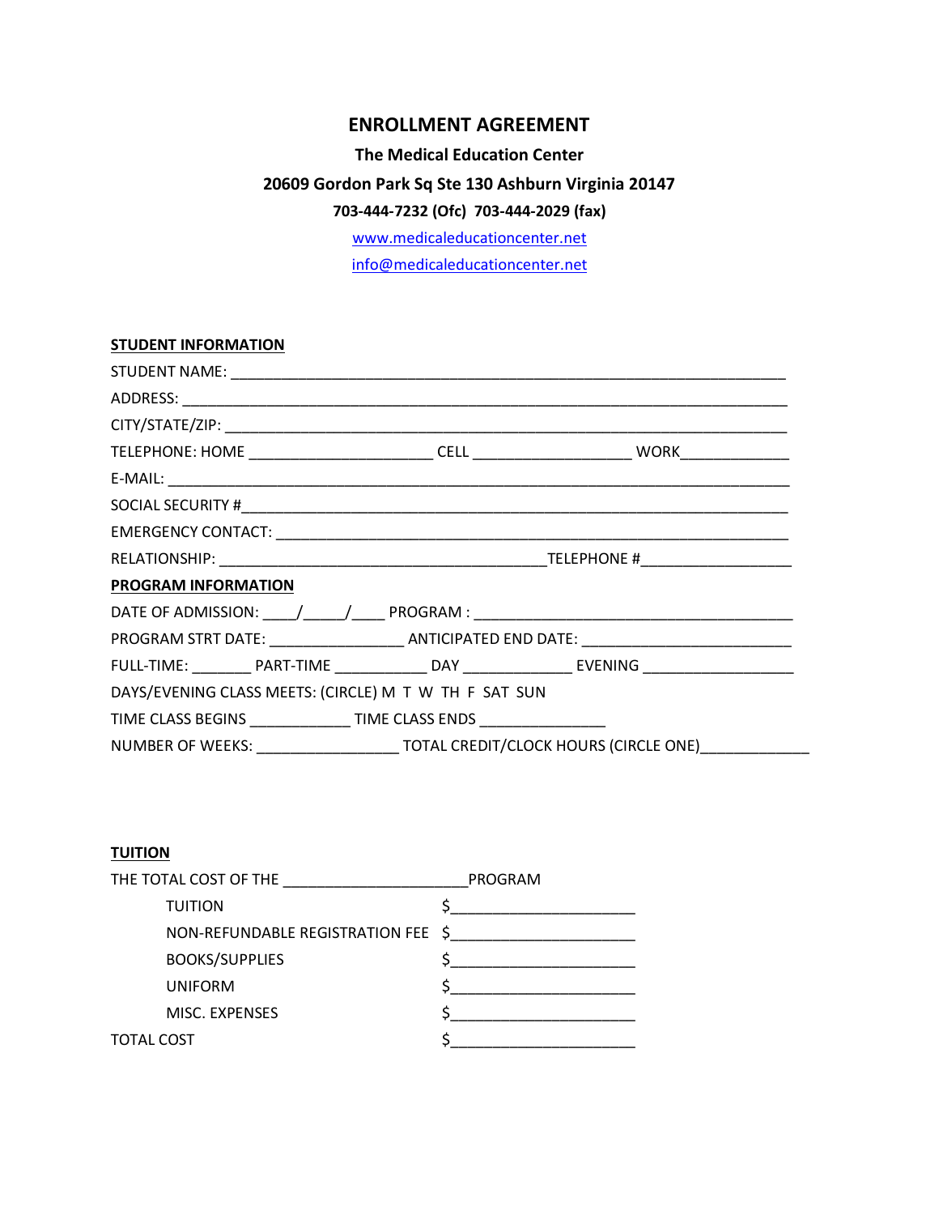# ENROLLMENT AGREEMENT

**The Medical Education Center**

**20609 Gordon Park Sq Ste 130 Ashburn Virginia 20147**

**703-444-7232 (Ofc) 703-444-2029 (fax)**

www.medicaleducationcenter.net

info@medicaleducationcenter.net

**STUDENT INFORMATION**

STUDENT NAME: ____________________________________________________________________

ADDRESS: _________________________________________________________________________

CITY/STATE/ZIP: ____________________________________________________________________

TELEPHONE: HOME _____________________ CELL __________________ WORK____________

E-MAIL: ___________________________________________________________________________

SOCIAL SECURITY #_________________________________________________________________

EMERGENCY CONTACT: _____________________________________________________________

RELATIONSHIP: _____________________________________TELEPHONE #_________________

**PROGRAM INFORMATION**

DATE OF ADMISSION: ____/_____/____ PROGRAM : ___________________________________

PROGRAM STRT DATE: _______________ ANTICIPATED END DATE: _______________________

FULL-TIME: _______ PART-TIME ___________ DAY _____________ EVENING _________________

DAYS/EVENING CLASS MEETS: (CIRCLE) M T W TH F SAT SUN

TIME CLASS BEGINS ____________ TIME CLASS ENDS ______________

NUMBER OF WEEKS: ________________ TOTAL CREDIT/CLOCK HOURS (CIRCLE ONE)____________

**TUITION**

THE TOTAL COST OF THE ______________________PROGRAM

| | |
|---|---|
| TUITION | $_____________________ |
| NON-REFUNDABLE REGISTRATION FEE | $_____________________ |
| BOOKS/SUPPLIES | $_____________________ |
| UNIFORM | $_____________________ |
| MISC. EXPENSES | $_____________________ |
| TOTAL COST | $_____________________ |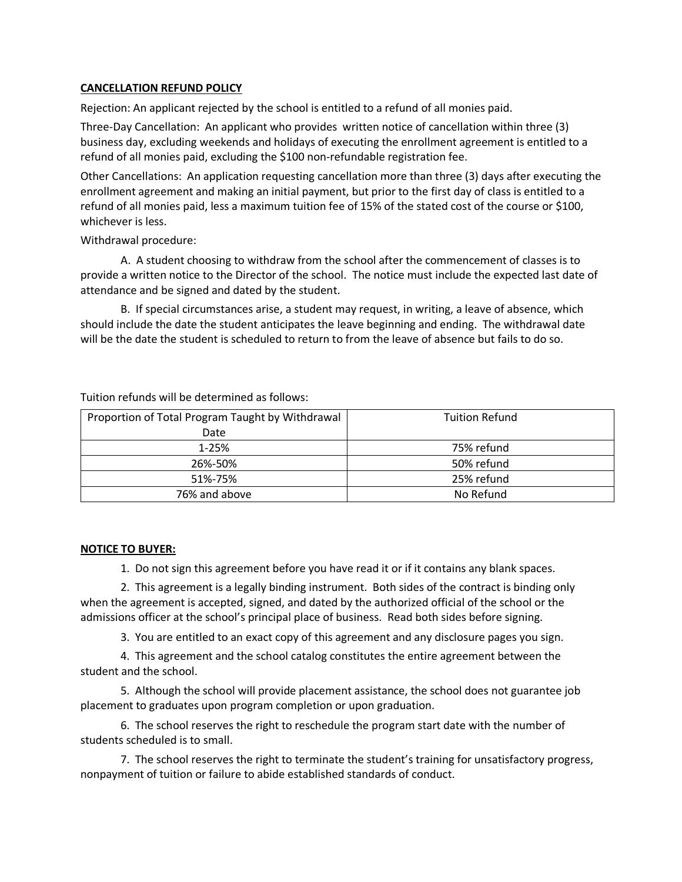**CANCELLATION REFUND POLICY**

Rejection: An applicant rejected by the school is entitled to a refund of all monies paid.

Three-Day Cancellation: An applicant who provides written notice of cancellation within three (3) business day, excluding weekends and holidays of executing the enrollment agreement is entitled to a refund of all monies paid, excluding the $100 non-refundable registration fee.

Other Cancellations: An application requesting cancellation more than three (3) days after executing the enrollment agreement and making an initial payment, but prior to the first day of class is entitled to a refund of all monies paid, less a maximum tuition fee of 15% of the stated cost of the course or $100, whichever is less.

Withdrawal procedure:

A. A student choosing to withdraw from the school after the commencement of classes is to provide a written notice to the Director of the school. The notice must include the expected last date of attendance and be signed and dated by the student.

B. If special circumstances arise, a student may request, in writing, a leave of absence, which should include the date the student anticipates the leave beginning and ending. The withdrawal date will be the date the student is scheduled to return to from the leave of absence but fails to do so.

Tuition refunds will be determined as follows:

| Proportion of Total Program Taught by Withdrawal Date | Tuition Refund |
|---|---|
| 1-25% | 75% refund |
| 26%-50% | 50% refund |
| 51%-75% | 25% refund |
| 76% and above | No Refund |

**NOTICE TO BUYER:**

1. Do not sign this agreement before you have read it or if it contains any blank spaces.

2. This agreement is a legally binding instrument. Both sides of the contract is binding only when the agreement is accepted, signed, and dated by the authorized official of the school or the admissions officer at the school's principal place of business. Read both sides before signing.

3. You are entitled to an exact copy of this agreement and any disclosure pages you sign.

4. This agreement and the school catalog constitutes the entire agreement between the student and the school.

5. Although the school will provide placement assistance, the school does not guarantee job placement to graduates upon program completion or upon graduation.

6. The school reserves the right to reschedule the program start date with the number of students scheduled is to small.

7. The school reserves the right to terminate the student's training for unsatisfactory progress, nonpayment of tuition or failure to abide established standards of conduct.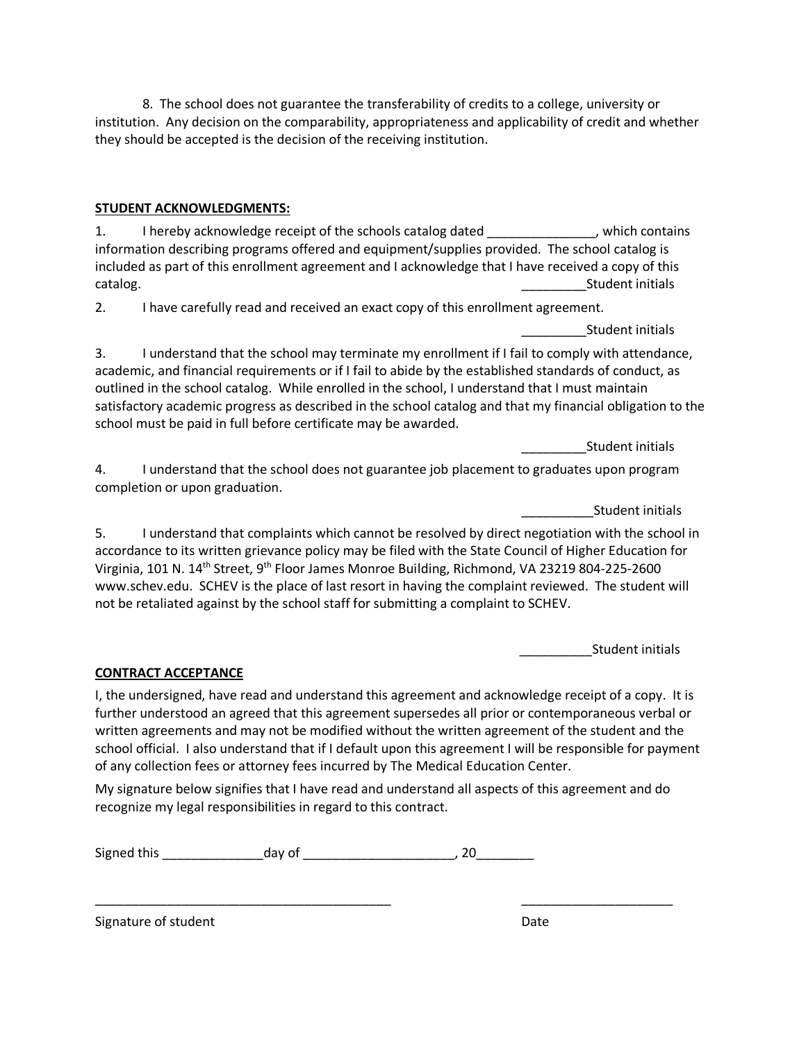8. The school does not guarantee the transferability of credits to a college, university or institution. Any decision on the comparability, appropriateness and applicability of credit and whether they should be accepted is the decision of the receiving institution.

**STUDENT ACKNOWLEDGMENTS:**

1. I hereby acknowledge receipt of the schools catalog dated _______________, which contains information describing programs offered and equipment/supplies provided. The school catalog is included as part of this enrollment agreement and I acknowledge that I have received a copy of this catalog. _________Student initials

2. I have carefully read and received an exact copy of this enrollment agreement.

_________Student initials

3. I understand that the school may terminate my enrollment if I fail to comply with attendance, academic, and financial requirements or if I fail to abide by the established standards of conduct, as outlined in the school catalog. While enrolled in the school, I understand that I must maintain satisfactory academic progress as described in the school catalog and that my financial obligation to the school must be paid in full before certificate may be awarded.

_________Student initials

4. I understand that the school does not guarantee job placement to graduates upon program completion or upon graduation.

__________Student initials

5. I understand that complaints which cannot be resolved by direct negotiation with the school in accordance to its written grievance policy may be filed with the State Council of Higher Education for Virginia, 101 N. 14th Street, 9th Floor James Monroe Building, Richmond, VA 23219 804-225-2600 www.schev.edu. SCHEV is the place of last resort in having the complaint reviewed. The student will not be retaliated against by the school staff for submitting a complaint to SCHEV.

__________Student initials

**CONTRACT ACCEPTANCE**

I, the undersigned, have read and understand this agreement and acknowledge receipt of a copy. It is further understood an agreed that this agreement supersedes all prior or contemporaneous verbal or written agreements and may not be modified without the written agreement of the student and the school official. I also understand that if I default upon this agreement I will be responsible for payment of any collection fees or attorney fees incurred by The Medical Education Center.

My signature below signifies that I have read and understand all aspects of this agreement and do recognize my legal responsibilities in regard to this contract.

Signed this ______________day of _____________________, 20________

__________________________________________ _____________________

Signature of student Date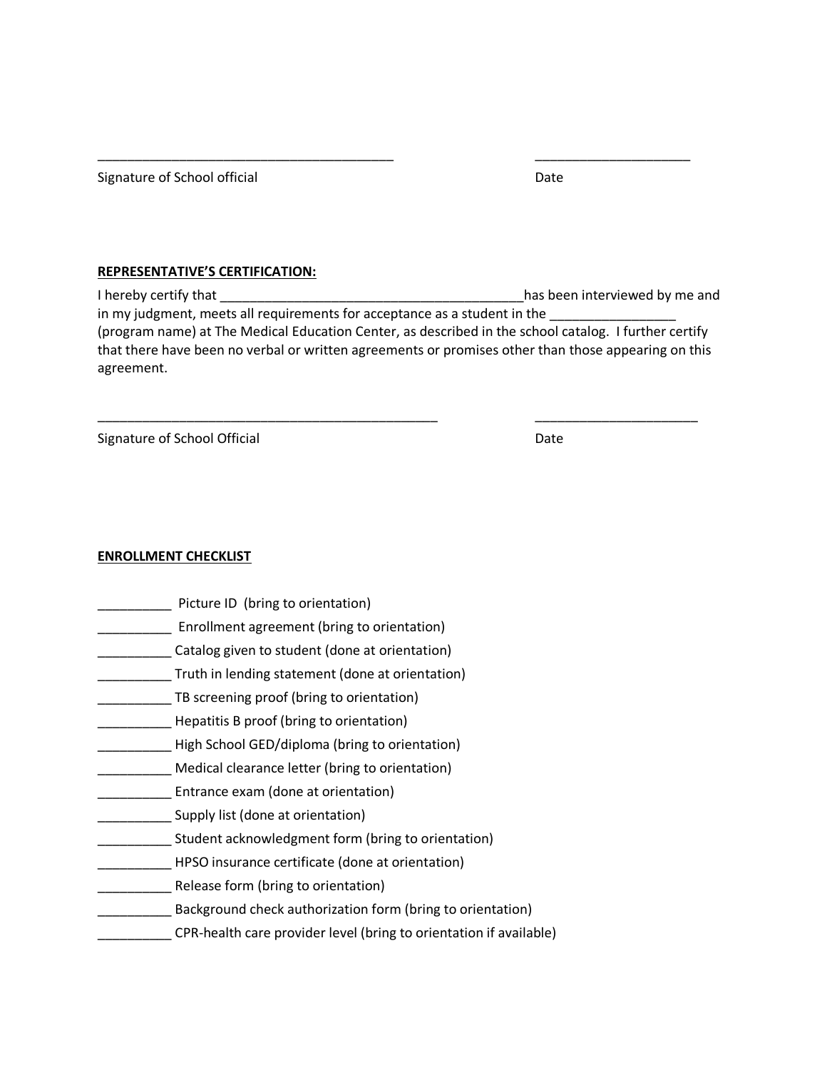_________________________________________ _____________________

Signature of School official Date

**REPRESENTATIVE'S CERTIFICATION:**

I hereby certify that _________________________________________has been interviewed by me and in my judgment, meets all requirements for acceptance as a student in the _________________ (program name) at The Medical Education Center, as described in the school catalog. I further certify that there have been no verbal or written agreements or promises other than those appearing on this agreement.

_______________________________________________ ______________________

Signature of School Official Date

**ENROLLMENT CHECKLIST**

__________ Picture ID (bring to orientation)
__________ Enrollment agreement (bring to orientation)
__________ Catalog given to student (done at orientation)
__________ Truth in lending statement (done at orientation)
__________ TB screening proof (bring to orientation)
__________ Hepatitis B proof (bring to orientation)
__________ High School GED/diploma (bring to orientation)
__________ Medical clearance letter (bring to orientation)
__________ Entrance exam (done at orientation)
__________ Supply list (done at orientation)
__________ Student acknowledgment form (bring to orientation)
__________ HPSO insurance certificate (done at orientation)
__________ Release form (bring to orientation)
__________ Background check authorization form (bring to orientation)
__________ CPR-health care provider level (bring to orientation if available)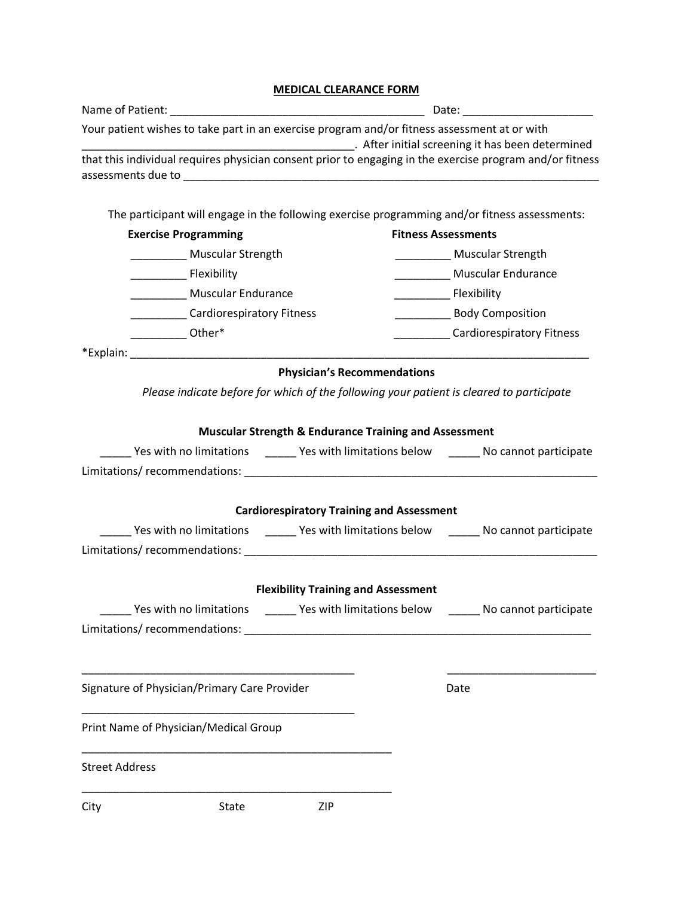# MEDICAL CLEARANCE FORM

Name of Patient: ________________________________________ Date: ____________________

Your patient wishes to take part in an exercise program and/or fitness assessment at or with ____________________________________________. After initial screening it has been determined that this individual requires physician consent prior to engaging in the exercise program and/or fitness assessments due to ____________________________________________________________________

The participant will engage in the following exercise programming and/or fitness assessments:

| Exercise Programming | Fitness Assessments |
|---|---|
| _________ Muscular Strength | _________ Muscular Strength |
| _________ Flexibility | _________ Muscular Endurance |
| _________ Muscular Endurance | _________ Flexibility |
| _________ Cardiorespiratory Fitness | _________ Body Composition |
| _________ Other* | _________ Cardiorespiratory Fitness |

*Explain: ___________________________________________________________________________

## Physician's Recommendations

*Please indicate before for which of the following your patient is cleared to participate*

### Muscular Strength & Endurance Training and Assessment

_____ Yes with no limitations _____ Yes with limitations below _____ No cannot participate

Limitations/ recommendations: ___________________________________________________________

### Cardiorespiratory Training and Assessment

_____ Yes with no limitations _____ Yes with limitations below _____ No cannot participate

Limitations/ recommendations: ___________________________________________________________

### Flexibility Training and Assessment

_____ Yes with no limitations _____ Yes with limitations below _____ No cannot participate

Limitations/ recommendations: __________________________________________________________

_____________________________________________ ________________________

Signature of Physician/Primary Care Provider Date

_____________________________________________

Print Name of Physician/Medical Group

___________________________________________________

Street Address

___________________________________________________

City State ZIP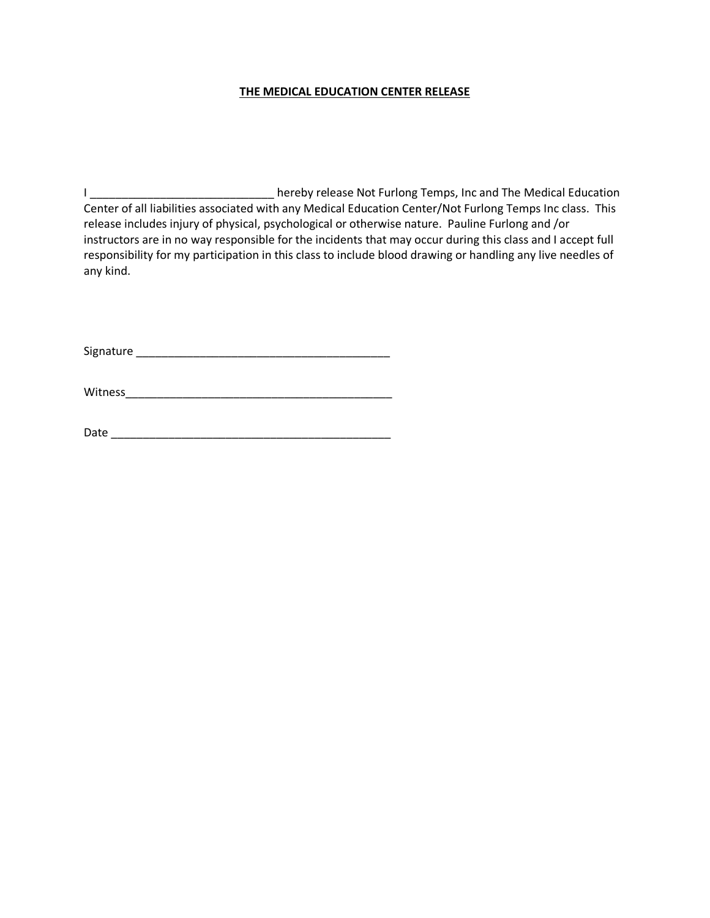**THE MEDICAL EDUCATION CENTER RELEASE**

I _____________________________ hereby release Not Furlong Temps, Inc and The Medical Education Center of all liabilities associated with any Medical Education Center/Not Furlong Temps Inc class. This release includes injury of physical, psychological or otherwise nature. Pauline Furlong and /or instructors are in no way responsible for the incidents that may occur during this class and I accept full responsibility for my participation in this class to include blood drawing or handling any live needles of any kind.

Signature _________________________________________

Witness___________________________________________

Date _____________________________________________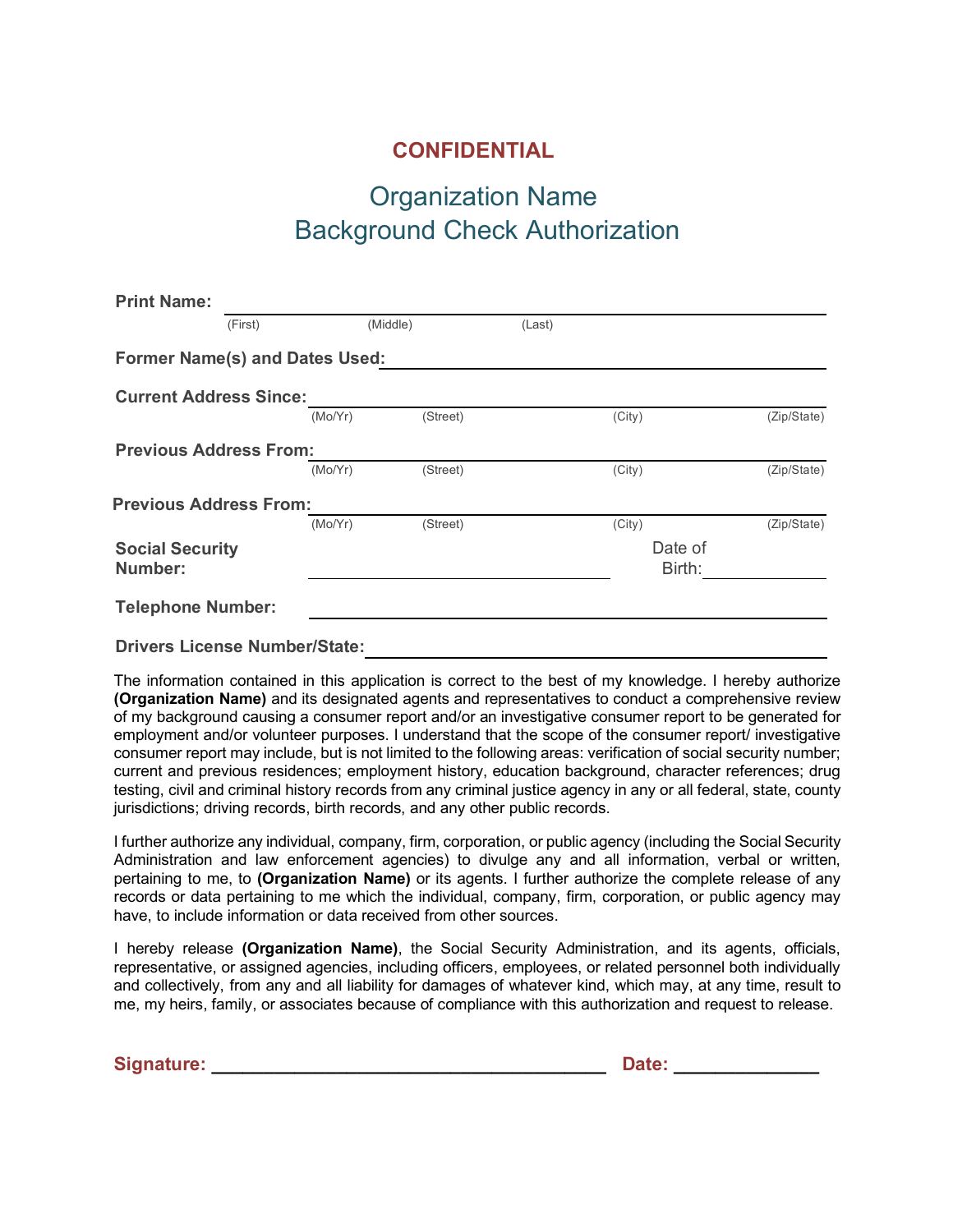**CONFIDENTIAL**

# Organization Name
# Background Check Authorization

**Print Name:** ______________________________________________
(First) (Middle) (Last)

**Former Name(s) and Dates Used:** ______________________________

**Current Address Since:** ______________________________________
(Mo/Yr) (Street) (City) (Zip/State)

**Previous Address From:** ______________________________________
(Mo/Yr) (Street) (City) (Zip/State)

**Previous Address From:** ______________________________________
(Mo/Yr) (Street) (City) (Zip/State)

**Social Security Number:** ______________________ Date of Birth: ____________

**Telephone Number:** ______________________________________

**Drivers License Number/State:** ______________________________

The information contained in this application is correct to the best of my knowledge. I hereby authorize **(Organization Name)** and its designated agents and representatives to conduct a comprehensive review of my background causing a consumer report and/or an investigative consumer report to be generated for employment and/or volunteer purposes. I understand that the scope of the consumer report/ investigative consumer report may include, but is not limited to the following areas: verification of social security number; current and previous residences; employment history, education background, character references; drug testing, civil and criminal history records from any criminal justice agency in any or all federal, state, county jurisdictions; driving records, birth records, and any other public records.

I further authorize any individual, company, firm, corporation, or public agency (including the Social Security Administration and law enforcement agencies) to divulge any and all information, verbal or written, pertaining to me, to **(Organization Name)** or its agents. I further authorize the complete release of any records or data pertaining to me which the individual, company, firm, corporation, or public agency may have, to include information or data received from other sources.

I hereby release **(Organization Name)**, the Social Security Administration, and its agents, officials, representative, or assigned agencies, including officers, employees, or related personnel both individually and collectively, from any and all liability for damages of whatever kind, which may, at any time, result to me, my heirs, family, or associates because of compliance with this authorization and request to release.

**Signature: ______________________________________ Date: ______________**